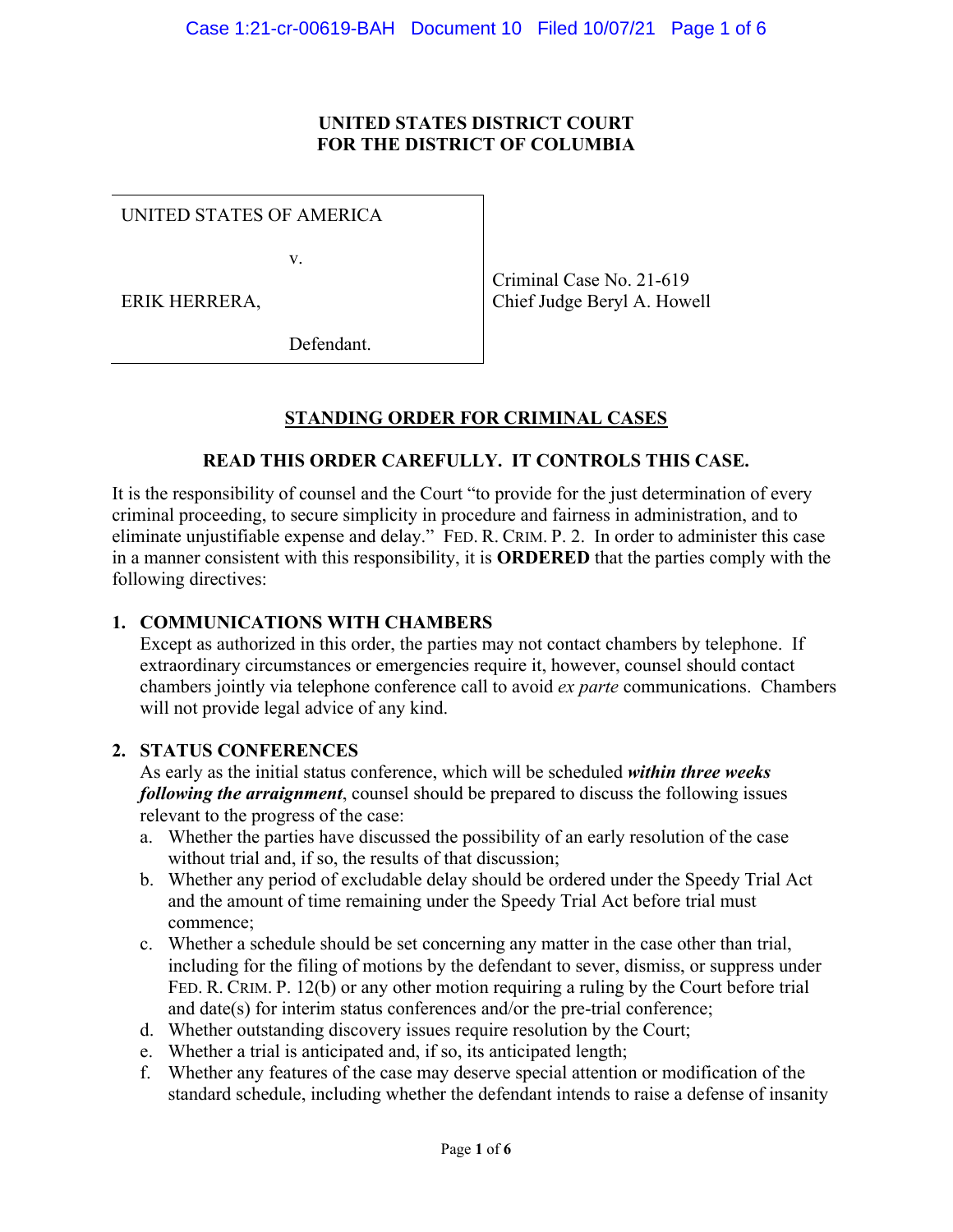**UNITED STATES DISTRICT COURT**
**FOR THE DISTRICT OF COLUMBIA**

| | |
|---|---|
| UNITED STATES OF AMERICA<br><br>v.<br><br>ERIK HERRERA,<br><br>Defendant. | Criminal Case No. 21-619<br>Chief Judge Beryl A. Howell |

## STANDING ORDER FOR CRIMINAL CASES

**READ THIS ORDER CAREFULLY. IT CONTROLS THIS CASE.**

It is the responsibility of counsel and the Court "to provide for the just determination of every criminal proceeding, to secure simplicity in procedure and fairness in administration, and to eliminate unjustifiable expense and delay." FED. R. CRIM. P. 2. In order to administer this case in a manner consistent with this responsibility, it is **ORDERED** that the parties comply with the following directives:

### 1. COMMUNICATIONS WITH CHAMBERS

Except as authorized in this order, the parties may not contact chambers by telephone. If extraordinary circumstances or emergencies require it, however, counsel should contact chambers jointly via telephone conference call to avoid *ex parte* communications. Chambers will not provide legal advice of any kind.

### 2. STATUS CONFERENCES

As early as the initial status conference, which will be scheduled ***within three weeks following the arraignment***, counsel should be prepared to discuss the following issues relevant to the progress of the case:

a. Whether the parties have discussed the possibility of an early resolution of the case without trial and, if so, the results of that discussion;
b. Whether any period of excludable delay should be ordered under the Speedy Trial Act and the amount of time remaining under the Speedy Trial Act before trial must commence;
c. Whether a schedule should be set concerning any matter in the case other than trial, including for the filing of motions by the defendant to sever, dismiss, or suppress under FED. R. CRIM. P. 12(b) or any other motion requiring a ruling by the Court before trial and date(s) for interim status conferences and/or the pre-trial conference;
d. Whether outstanding discovery issues require resolution by the Court;
e. Whether a trial is anticipated and, if so, its anticipated length;
f. Whether any features of the case may deserve special attention or modification of the standard schedule, including whether the defendant intends to raise a defense of insanity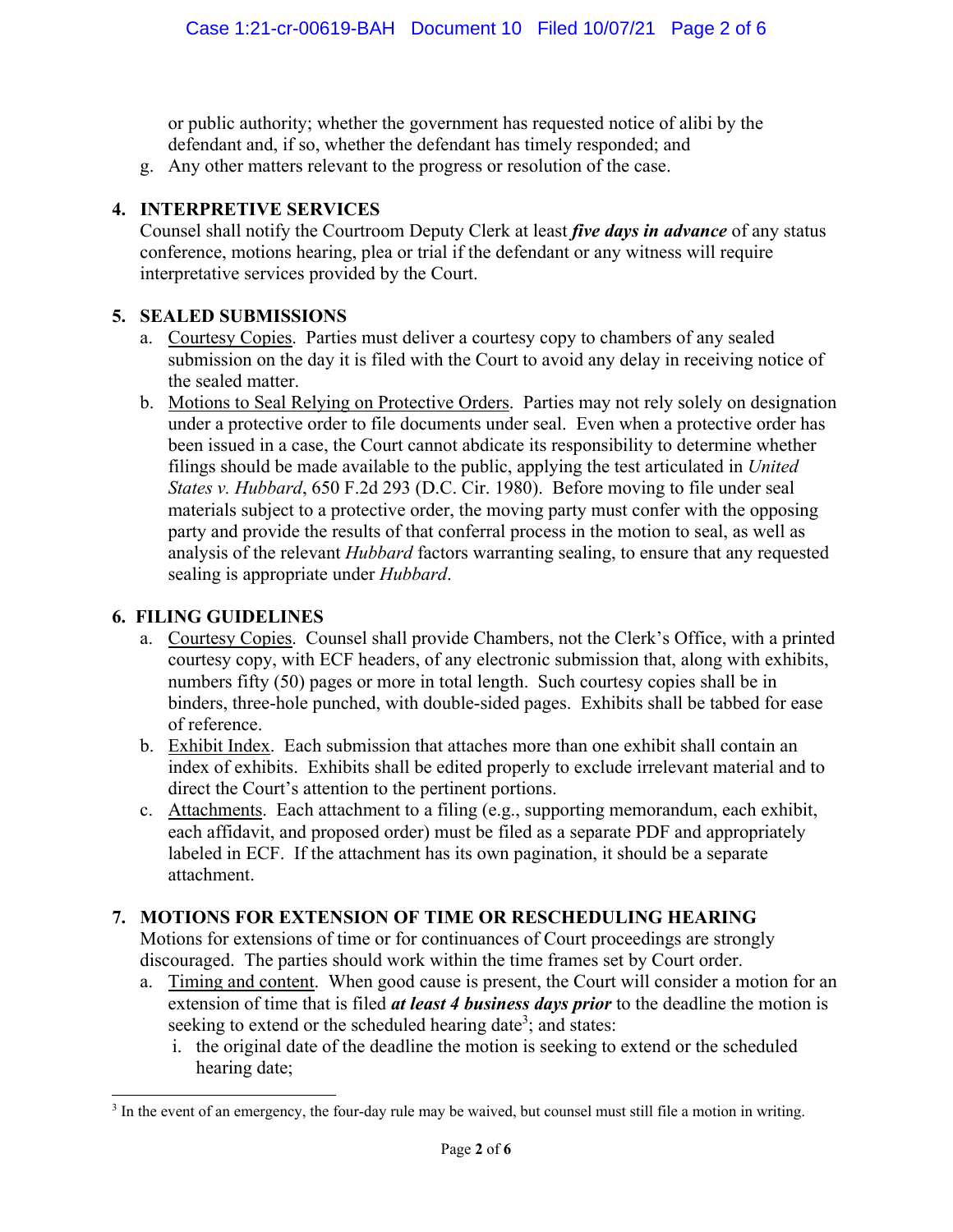or public authority; whether the government has requested notice of alibi by the defendant and, if so, whether the defendant has timely responded; and

g. Any other matters relevant to the progress or resolution of the case.

## 4. INTERPRETIVE SERVICES

Counsel shall notify the Courtroom Deputy Clerk at least ***five days in advance*** of any status conference, motions hearing, plea or trial if the defendant or any witness will require interpretative services provided by the Court.

## 5. SEALED SUBMISSIONS

a. Courtesy Copies. Parties must deliver a courtesy copy to chambers of any sealed submission on the day it is filed with the Court to avoid any delay in receiving notice of the sealed matter.

b. Motions to Seal Relying on Protective Orders. Parties may not rely solely on designation under a protective order to file documents under seal. Even when a protective order has been issued in a case, the Court cannot abdicate its responsibility to determine whether filings should be made available to the public, applying the test articulated in *United States v. Hubbard*, 650 F.2d 293 (D.C. Cir. 1980). Before moving to file under seal materials subject to a protective order, the moving party must confer with the opposing party and provide the results of that conferral process in the motion to seal, as well as analysis of the relevant *Hubbard* factors warranting sealing, to ensure that any requested sealing is appropriate under *Hubbard*.

## 6. FILING GUIDELINES

a. Courtesy Copies. Counsel shall provide Chambers, not the Clerk's Office, with a printed courtesy copy, with ECF headers, of any electronic submission that, along with exhibits, numbers fifty (50) pages or more in total length. Such courtesy copies shall be in binders, three-hole punched, with double-sided pages. Exhibits shall be tabbed for ease of reference.

b. Exhibit Index. Each submission that attaches more than one exhibit shall contain an index of exhibits. Exhibits shall be edited properly to exclude irrelevant material and to direct the Court's attention to the pertinent portions.

c. Attachments. Each attachment to a filing (e.g., supporting memorandum, each exhibit, each affidavit, and proposed order) must be filed as a separate PDF and appropriately labeled in ECF. If the attachment has its own pagination, it should be a separate attachment.

## 7. MOTIONS FOR EXTENSION OF TIME OR RESCHEDULING HEARING

Motions for extensions of time or for continuances of Court proceedings are strongly discouraged. The parties should work within the time frames set by Court order.

a. Timing and content. When good cause is present, the Court will consider a motion for an extension of time that is filed ***at least 4 business days prior*** to the deadline the motion is seeking to extend or the scheduled hearing date[3]; and states:

   i. the original date of the deadline the motion is seeking to extend or the scheduled hearing date;

[3] In the event of an emergency, the four-day rule may be waived, but counsel must still file a motion in writing.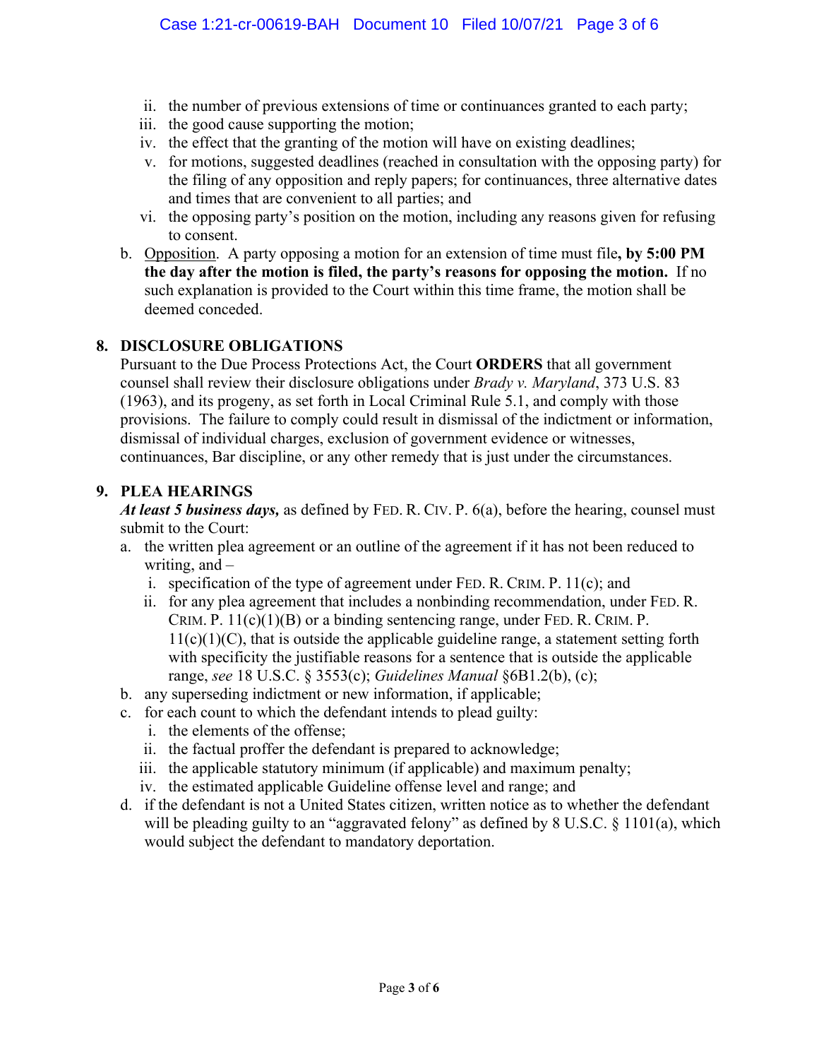ii. the number of previous extensions of time or continuances granted to each party;
   iii. the good cause supporting the motion;
   iv. the effect that the granting of the motion will have on existing deadlines;
   v. for motions, suggested deadlines (reached in consultation with the opposing party) for the filing of any opposition and reply papers; for continuances, three alternative dates and times that are convenient to all parties; and
   vi. the opposing party's position on the motion, including any reasons given for refusing to consent.

b. Opposition. A party opposing a motion for an extension of time must file**, by 5:00 PM the day after the motion is filed, the party's reasons for opposing the motion.** If no such explanation is provided to the Court within this time frame, the motion shall be deemed conceded.

## 8. DISCLOSURE OBLIGATIONS

Pursuant to the Due Process Protections Act, the Court **ORDERS** that all government counsel shall review their disclosure obligations under *Brady v. Maryland*, 373 U.S. 83 (1963), and its progeny, as set forth in Local Criminal Rule 5.1, and comply with those provisions. The failure to comply could result in dismissal of the indictment or information, dismissal of individual charges, exclusion of government evidence or witnesses, continuances, Bar discipline, or any other remedy that is just under the circumstances.

## 9. PLEA HEARINGS

***At least 5 business days,*** as defined by FED. R. CIV. P. 6(a), before the hearing, counsel must submit to the Court:

a. the written plea agreement or an outline of the agreement if it has not been reduced to writing, and –
   i. specification of the type of agreement under FED. R. CRIM. P. 11(c); and
   ii. for any plea agreement that includes a nonbinding recommendation, under FED. R. CRIM. P. 11(c)(1)(B) or a binding sentencing range, under FED. R. CRIM. P. 11(c)(1)(C), that is outside the applicable guideline range, a statement setting forth with specificity the justifiable reasons for a sentence that is outside the applicable range, *see* 18 U.S.C. § 3553(c); *Guidelines Manual* §6B1.2(b), (c);

b. any superseding indictment or new information, if applicable;

c. for each count to which the defendant intends to plead guilty:
   i. the elements of the offense;
   ii. the factual proffer the defendant is prepared to acknowledge;
   iii. the applicable statutory minimum (if applicable) and maximum penalty;
   iv. the estimated applicable Guideline offense level and range; and

d. if the defendant is not a United States citizen, written notice as to whether the defendant will be pleading guilty to an "aggravated felony" as defined by 8 U.S.C. § 1101(a), which would subject the defendant to mandatory deportation.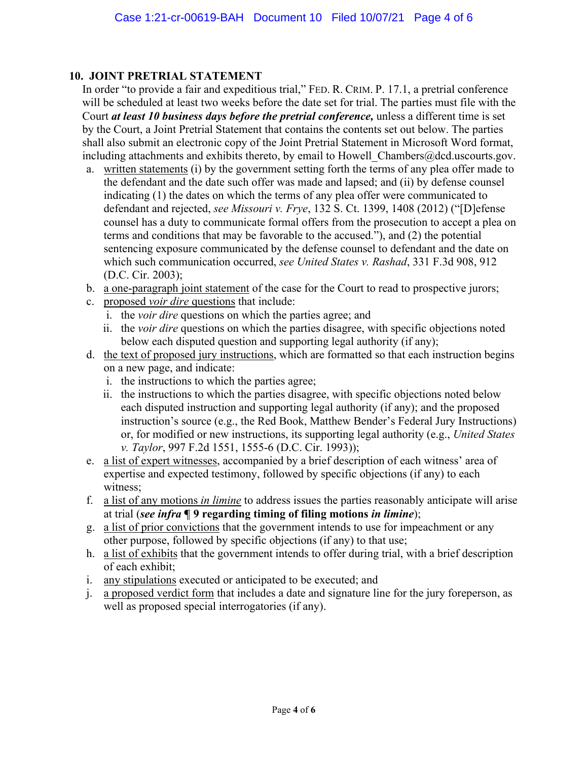## 10. JOINT PRETRIAL STATEMENT

In order "to provide a fair and expeditious trial," FED. R. CRIM. P. 17.1, a pretrial conference will be scheduled at least two weeks before the date set for trial. The parties must file with the Court ***at least 10 business days before the pretrial conference,*** unless a different time is set by the Court, a Joint Pretrial Statement that contains the contents set out below. The parties shall also submit an electronic copy of the Joint Pretrial Statement in Microsoft Word format, including attachments and exhibits thereto, by email to Howell_Chambers@dcd.uscourts.gov.

a. written statements (i) by the government setting forth the terms of any plea offer made to the defendant and the date such offer was made and lapsed; and (ii) by defense counsel indicating (1) the dates on which the terms of any plea offer were communicated to defendant and rejected, *see Missouri v. Frye*, 132 S. Ct. 1399, 1408 (2012) ("[D]efense counsel has a duty to communicate formal offers from the prosecution to accept a plea on terms and conditions that may be favorable to the accused."), and (2) the potential sentencing exposure communicated by the defense counsel to defendant and the date on which such communication occurred, *see United States v. Rashad*, 331 F.3d 908, 912 (D.C. Cir. 2003);

b. a one-paragraph joint statement of the case for the Court to read to prospective jurors;

c. proposed *voir dire* questions that include:
   i. the *voir dire* questions on which the parties agree; and
   ii. the *voir dire* questions on which the parties disagree, with specific objections noted below each disputed question and supporting legal authority (if any);

d. the text of proposed jury instructions, which are formatted so that each instruction begins on a new page, and indicate:
   i. the instructions to which the parties agree;
   ii. the instructions to which the parties disagree, with specific objections noted below each disputed instruction and supporting legal authority (if any); and the proposed instruction's source (e.g., the Red Book, Matthew Bender's Federal Jury Instructions) or, for modified or new instructions, its supporting legal authority (e.g., *United States v. Taylor*, 997 F.2d 1551, 1555-6 (D.C. Cir. 1993));

e. a list of expert witnesses, accompanied by a brief description of each witness' area of expertise and expected testimony, followed by specific objections (if any) to each witness;

f. a list of any motions *in limine* to address issues the parties reasonably anticipate will arise at trial (***see infra* ¶ 9 regarding timing of filing motions *in limine***);

g. a list of prior convictions that the government intends to use for impeachment or any other purpose, followed by specific objections (if any) to that use;

h. a list of exhibits that the government intends to offer during trial, with a brief description of each exhibit;

i. any stipulations executed or anticipated to be executed; and

j. a proposed verdict form that includes a date and signature line for the jury foreperson, as well as proposed special interrogatories (if any).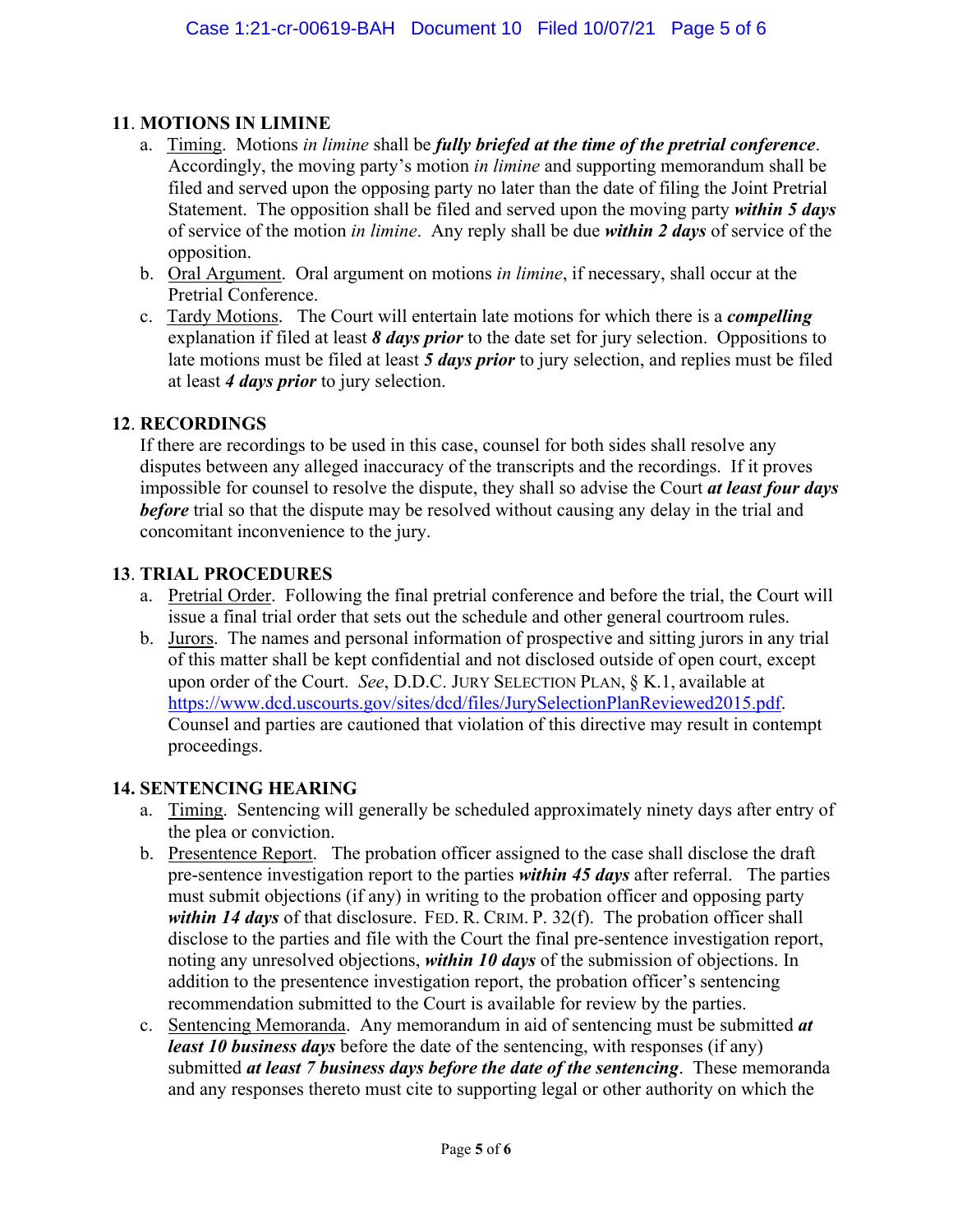**11. MOTIONS IN LIMINE**

a. Timing. Motions *in limine* shall be ***fully briefed at the time of the pretrial conference***. Accordingly, the moving party's motion *in limine* and supporting memorandum shall be filed and served upon the opposing party no later than the date of filing the Joint Pretrial Statement. The opposition shall be filed and served upon the moving party ***within 5 days*** of service of the motion *in limine*. Any reply shall be due ***within 2 days*** of service of the opposition.

b. Oral Argument. Oral argument on motions *in limine*, if necessary, shall occur at the Pretrial Conference.

c. Tardy Motions. The Court will entertain late motions for which there is a ***compelling*** explanation if filed at least ***8 days prior*** to the date set for jury selection. Oppositions to late motions must be filed at least ***5 days prior*** to jury selection, and replies must be filed at least ***4 days prior*** to jury selection.

**12. RECORDINGS**

If there are recordings to be used in this case, counsel for both sides shall resolve any disputes between any alleged inaccuracy of the transcripts and the recordings. If it proves impossible for counsel to resolve the dispute, they shall so advise the Court ***at least four days before*** trial so that the dispute may be resolved without causing any delay in the trial and concomitant inconvenience to the jury.

**13. TRIAL PROCEDURES**

a. Pretrial Order. Following the final pretrial conference and before the trial, the Court will issue a final trial order that sets out the schedule and other general courtroom rules.

b. Jurors. The names and personal information of prospective and sitting jurors in any trial of this matter shall be kept confidential and not disclosed outside of open court, except upon order of the Court. *See*, D.D.C. JURY SELECTION PLAN, § K.1, available at https://www.dcd.uscourts.gov/sites/dcd/files/JurySelectionPlanReviewed2015.pdf. Counsel and parties are cautioned that violation of this directive may result in contempt proceedings.

**14. SENTENCING HEARING**

a. Timing. Sentencing will generally be scheduled approximately ninety days after entry of the plea or conviction.

b. Presentence Report. The probation officer assigned to the case shall disclose the draft pre-sentence investigation report to the parties ***within 45 days*** after referral. The parties must submit objections (if any) in writing to the probation officer and opposing party ***within 14 days*** of that disclosure. FED. R. CRIM. P. 32(f). The probation officer shall disclose to the parties and file with the Court the final pre-sentence investigation report, noting any unresolved objections, ***within 10 days*** of the submission of objections. In addition to the presentence investigation report, the probation officer's sentencing recommendation submitted to the Court is available for review by the parties.

c. Sentencing Memoranda. Any memorandum in aid of sentencing must be submitted ***at least 10 business days*** before the date of the sentencing, with responses (if any) submitted ***at least 7 business days before the date of the sentencing***. These memoranda and any responses thereto must cite to supporting legal or other authority on which the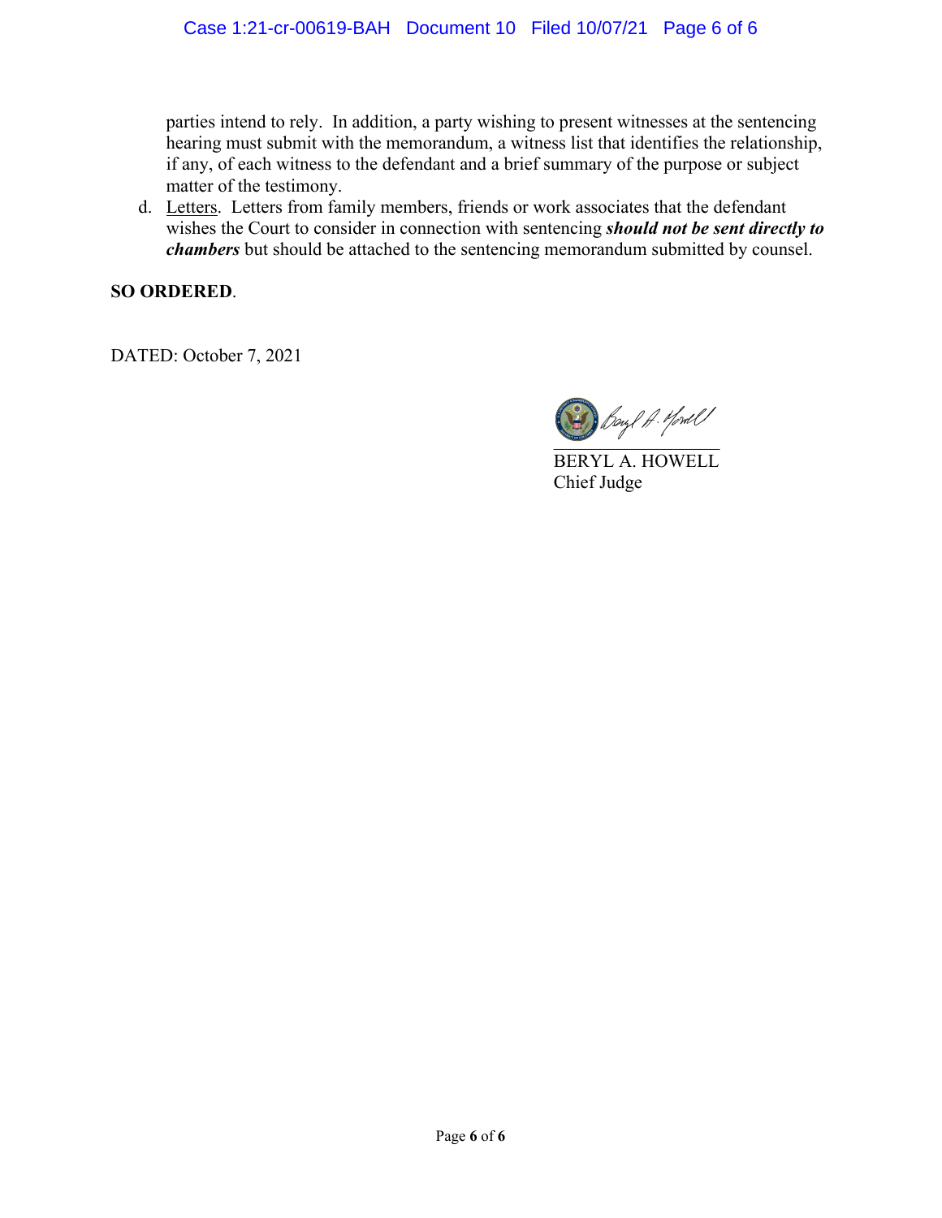parties intend to rely. In addition, a party wishing to present witnesses at the sentencing hearing must submit with the memorandum, a witness list that identifies the relationship, if any, of each witness to the defendant and a brief summary of the purpose or subject matter of the testimony.

d. Letters. Letters from family members, friends or work associates that the defendant wishes the Court to consider in connection with sentencing ***should not be sent directly to chambers*** but should be attached to the sentencing memorandum submitted by counsel.

**SO ORDERED**.

DATED: October 7, 2021

BERYL A. HOWELL
Chief Judge